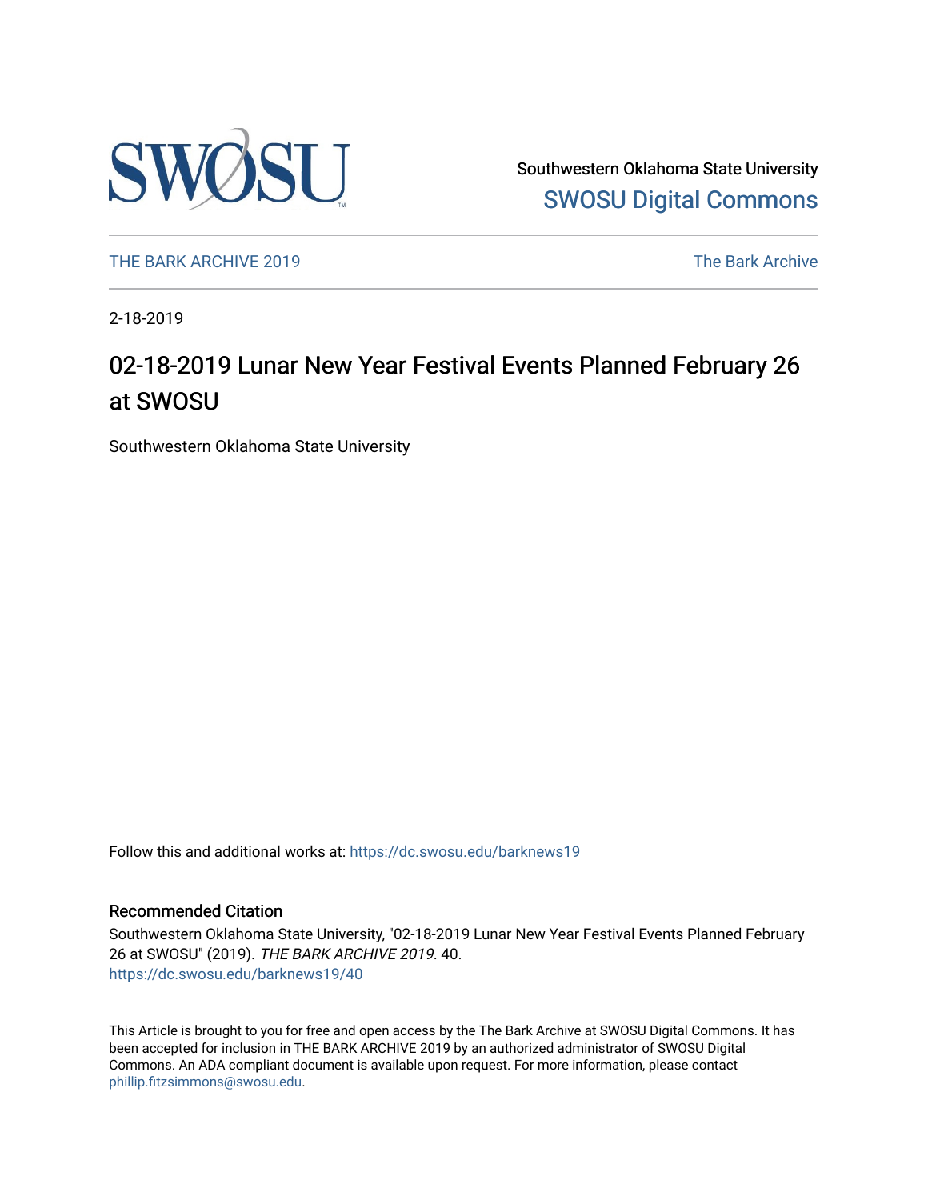Southwestern Oklahoma State University

SWOSU Digital Commons

THE BARK ARCHIVE 2019

The Bark Archive

2-18-2019

# 02-18-2019 Lunar New Year Festival Events Planned February 26 at SWOSU

Southwestern Oklahoma State University

Follow this and additional works at: https://dc.swosu.edu/barknews19

## Recommended Citation

Southwestern Oklahoma State University, "02-18-2019 Lunar New Year Festival Events Planned February 26 at SWOSU" (2019). *THE BARK ARCHIVE 2019*. 40.
https://dc.swosu.edu/barknews19/40

This Article is brought to you for free and open access by the The Bark Archive at SWOSU Digital Commons. It has been accepted for inclusion in THE BARK ARCHIVE 2019 by an authorized administrator of SWOSU Digital Commons. An ADA compliant document is available upon request. For more information, please contact phillip.fitzsimmons@swosu.edu.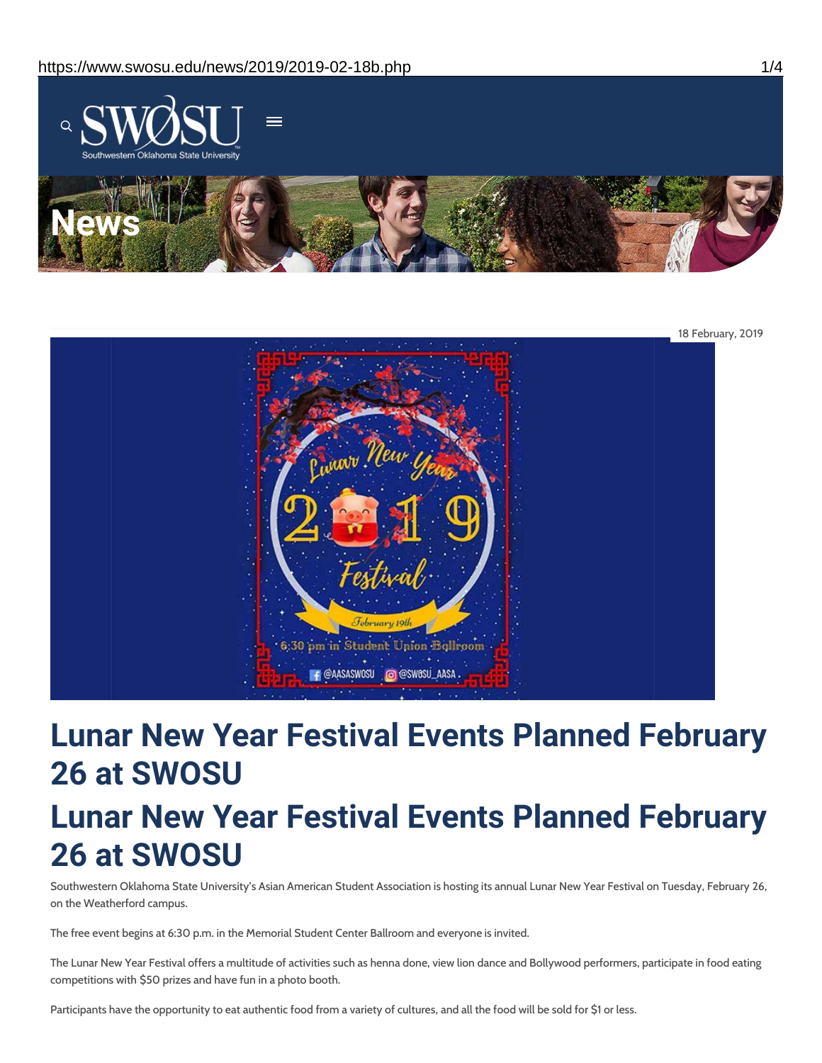18 February, 2019

# Lunar New Year Festival Events Planned February 26 at SWOSU

# Lunar New Year Festival Events Planned February 26 at SWOSU

Southwestern Oklahoma State University's Asian American Student Association is hosting its annual Lunar New Year Festival on Tuesday, February 26, on the Weatherford campus.

The free event begins at 6:30 p.m. in the Memorial Student Center Ballroom and everyone is invited.

The Lunar New Year Festival offers a multitude of activities such as henna done, view lion dance and Bollywood performers, participate in food eating competitions with $50 prizes and have fun in a photo booth.

Participants have the opportunity to eat authentic food from a variety of cultures, and all the food will be sold for $1 or less.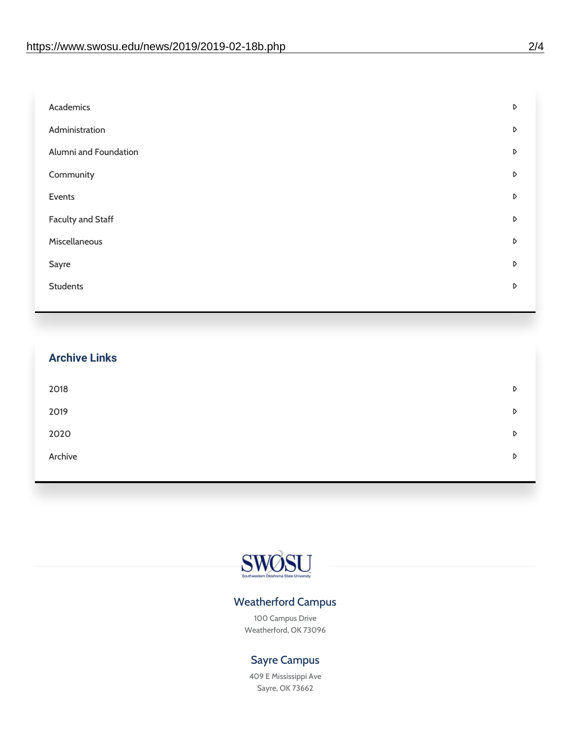- Academics
- Administration
- Alumni and Foundation
- Community
- Events
- Faculty and Staff
- Miscellaneous
- Sayre
- Students

## Archive Links

- 2018
- 2019
- 2020
- Archive

SWOSU

Southwestern Oklahoma State University

### Weatherford Campus

100 Campus Drive
Weatherford, OK 73096

### Sayre Campus

409 E Mississippi Ave
Sayre, OK 73662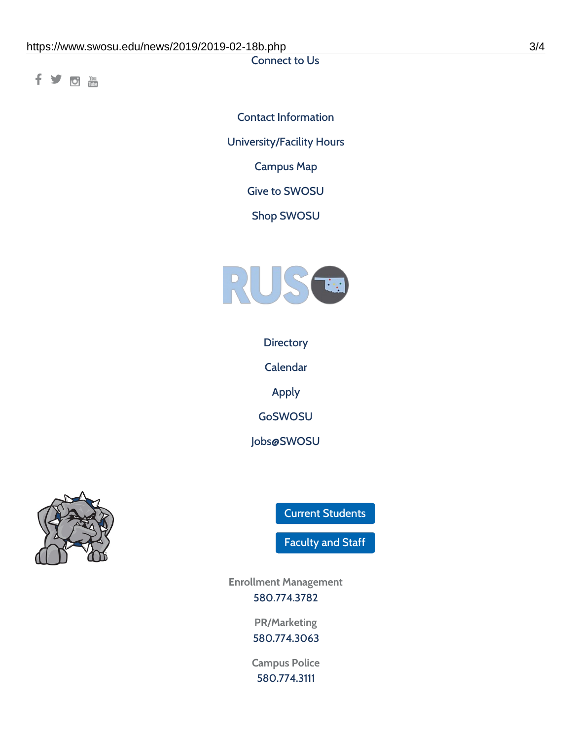Connect to Us

Contact Information

University/Facility Hours

Campus Map

Give to SWOSU

Shop SWOSU

Directory

Calendar

Apply

GoSWOSU

Jobs@SWOSU

Current Students

Faculty and Staff

Enrollment Management
580.774.3782

PR/Marketing
580.774.3063

Campus Police
580.774.3111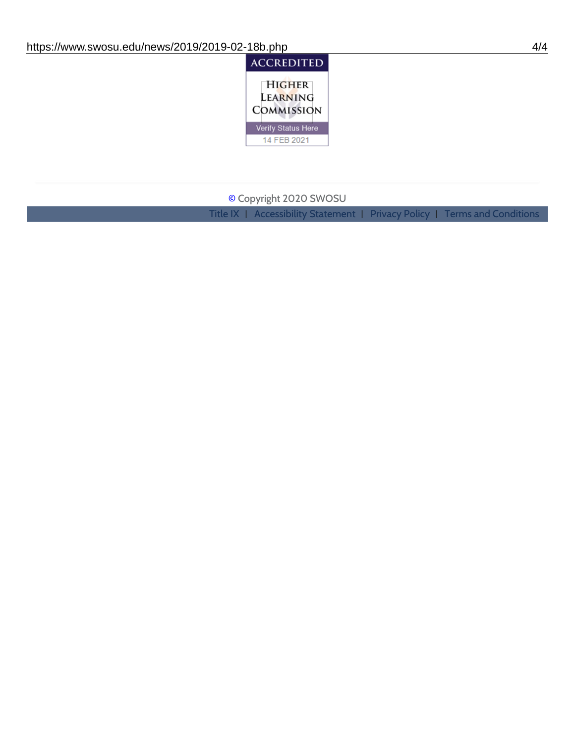ACCREDITED

HIGHER LEARNING COMMISSION

Verify Status Here

14 FEB 2021

© Copyright 2020 SWOSU

Title IX | Accessibility Statement | Privacy Policy | Terms and Conditions